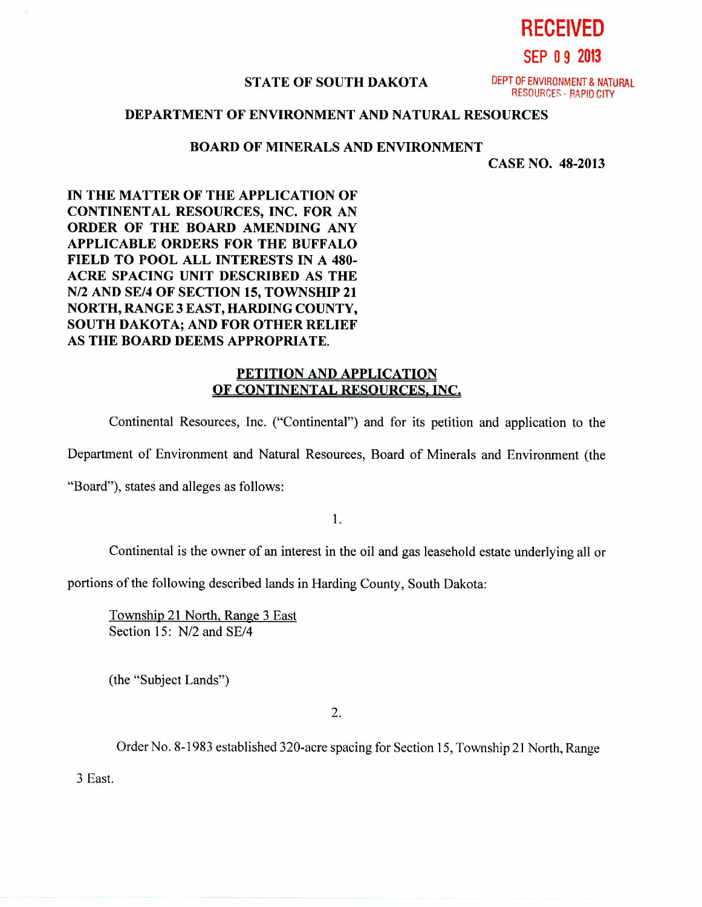**RECEIVED**

**SEP 09 2013**

DEPT OF ENVIRONMENT & NATURAL RESOURCES - RAPID CITY

**STATE OF SOUTH DAKOTA**

**DEPARTMENT OF ENVIRONMENT AND NATURAL RESOURCES**

**BOARD OF MINERALS AND ENVIRONMENT**

**CASE NO. 48-2013**

**IN THE MATTER OF THE APPLICATION OF CONTINENTAL RESOURCES, INC. FOR AN ORDER OF THE BOARD AMENDING ANY APPLICABLE ORDERS FOR THE BUFFALO FIELD TO POOL ALL INTERESTS IN A 480-ACRE SPACING UNIT DESCRIBED AS THE N/2 AND SE/4 OF SECTION 15, TOWNSHIP 21 NORTH, RANGE 3 EAST, HARDING COUNTY, SOUTH DAKOTA; AND FOR OTHER RELIEF AS THE BOARD DEEMS APPROPRIATE.**

**PETITION AND APPLICATION OF CONTINENTAL RESOURCES, INC.**

Continental Resources, Inc. ("Continental") and for its petition and application to the Department of Environment and Natural Resources, Board of Minerals and Environment (the "Board"), states and alleges as follows:

1.

Continental is the owner of an interest in the oil and gas leasehold estate underlying all or portions of the following described lands in Harding County, South Dakota:

Township 21 North, Range 3 East
Section 15: N/2 and SE/4

(the "Subject Lands")

2.

Order No. 8-1983 established 320-acre spacing for Section 15, Township 21 North, Range 3 East.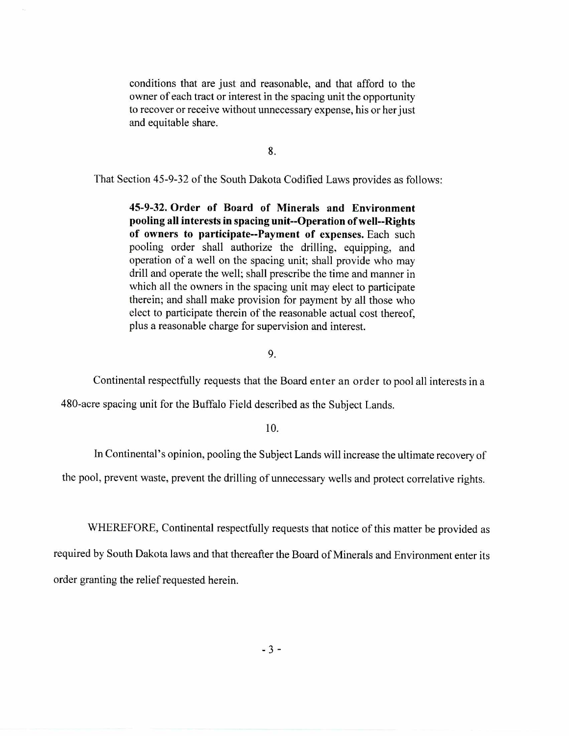> conditions that are just and reasonable, and that afford to the owner of each tract or interest in the spacing unit the opportunity to recover or receive without unnecessary expense, his or her just and equitable share.

8.

That Section 45-9-32 of the South Dakota Codified Laws provides as follows:

> **45-9-32. Order of Board of Minerals and Environment pooling all interests in spacing unit--Operation of well--Rights of owners to participate--Payment of expenses.** Each such pooling order shall authorize the drilling, equipping, and operation of a well on the spacing unit; shall provide who may drill and operate the well; shall prescribe the time and manner in which all the owners in the spacing unit may elect to participate therein; and shall make provision for payment by all those who elect to participate therein of the reasonable actual cost thereof, plus a reasonable charge for supervision and interest.

9.

Continental respectfully requests that the Board enter an order to pool all interests in a 480-acre spacing unit for the Buffalo Field described as the Subject Lands.

10.

In Continental's opinion, pooling the Subject Lands will increase the ultimate recovery of the pool, prevent waste, prevent the drilling of unnecessary wells and protect correlative rights.

WHEREFORE, Continental respectfully requests that notice of this matter be provided as required by South Dakota laws and that thereafter the Board of Minerals and Environment enter its order granting the relief requested herein.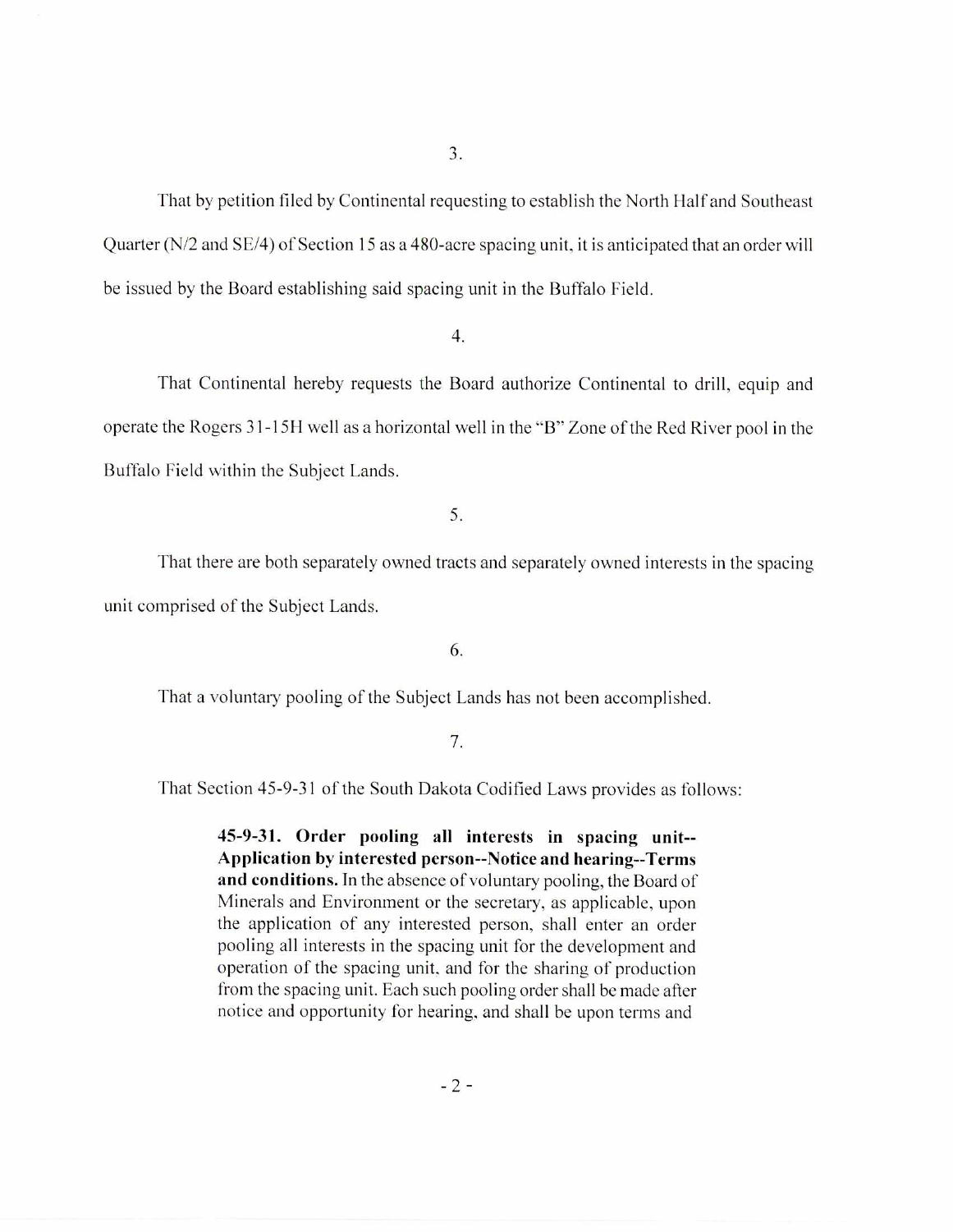3.

That by petition filed by Continental requesting to establish the North Half and Southeast Quarter (N/2 and SE/4) of Section 15 as a 480-acre spacing unit, it is anticipated that an order will be issued by the Board establishing said spacing unit in the Buffalo Field.

4.

That Continental hereby requests the Board authorize Continental to drill, equip and operate the Rogers 31-15H well as a horizontal well in the "B" Zone of the Red River pool in the Buffalo Field within the Subject Lands.

5.

That there are both separately owned tracts and separately owned interests in the spacing unit comprised of the Subject Lands.

6.

That a voluntary pooling of the Subject Lands has not been accomplished.

7.

That Section 45-9-31 of the South Dakota Codified Laws provides as follows:

> **45-9-31. Order pooling all interests in spacing unit--Application by interested person--Notice and hearing--Terms and conditions.** In the absence of voluntary pooling, the Board of Minerals and Environment or the secretary, as applicable, upon the application of any interested person, shall enter an order pooling all interests in the spacing unit for the development and operation of the spacing unit, and for the sharing of production from the spacing unit. Each such pooling order shall be made after notice and opportunity for hearing, and shall be upon terms and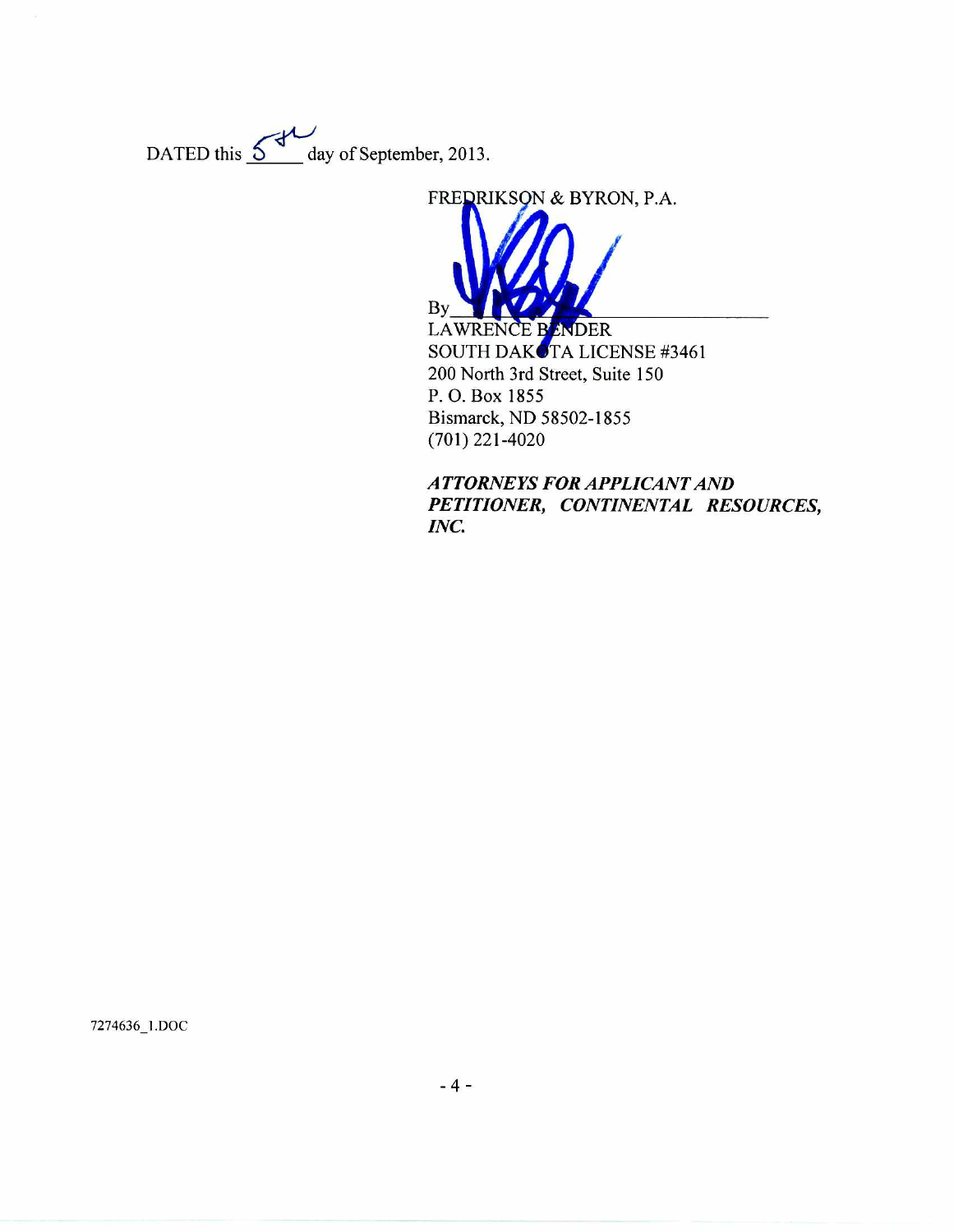DATED this 5th day of September, 2013.

FREDRIKSON & BYRON, P.A.

By______________________________

LAWRENCE BENDER
SOUTH DAKOTA LICENSE #3461
200 North 3rd Street, Suite 150
P. O. Box 1855
Bismarck, ND 58502-1855
(701) 221-4020

***ATTORNEYS FOR APPLICANT AND PETITIONER, CONTINENTAL RESOURCES, INC.***

7274636_1.DOC